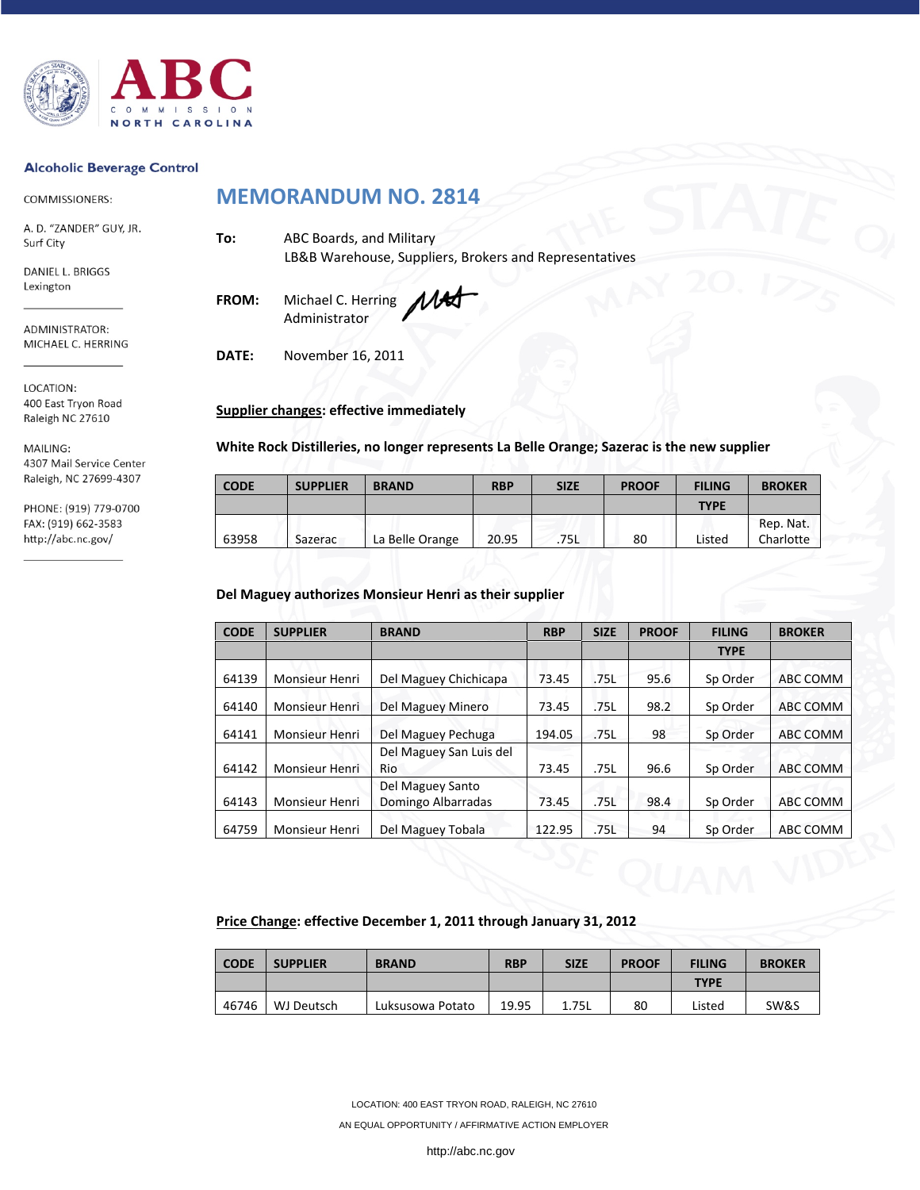**ABC**
COMMISSION
NORTH CAROLINA

**Alcoholic Beverage Control**

COMMISSIONERS:

A. D. "ZANDER" GUY, JR.
Surf City

DANIEL L. BRIGGS
Lexington

ADMINISTRATOR:
MICHAEL C. HERRING

LOCATION:
400 East Tryon Road
Raleigh NC 27610

MAILING:
4307 Mail Service Center
Raleigh, NC 27699-4307

PHONE: (919) 779-0700
FAX: (919) 662-3583
http://abc.nc.gov/

# MEMORANDUM NO. 2814

**To:** ABC Boards, and Military
LB&B Warehouse, Suppliers, Brokers and Representatives

**FROM:** Michael C. Herring
Administrator

**DATE:** November 16, 2011

**Supplier changes: effective immediately**

**White Rock Distilleries, no longer represents La Belle Orange; Sazerac is the new supplier**

| CODE | SUPPLIER | BRAND | RBP | SIZE | PROOF | FILING TYPE | BROKER |
|---|---|---|---|---|---|---|---|
| 63958 | Sazerac | La Belle Orange | 20.95 | .75L | 80 | Listed | Rep. Nat. Charlotte |

**Del Maguey authorizes Monsieur Henri as their supplier**

| CODE | SUPPLIER | BRAND | RBP | SIZE | PROOF | FILING TYPE | BROKER |
|---|---|---|---|---|---|---|---|
| 64139 | Monsieur Henri | Del Maguey Chichicapa | 73.45 | .75L | 95.6 | Sp Order | ABC COMM |
| 64140 | Monsieur Henri | Del Maguey Minero | 73.45 | .75L | 98.2 | Sp Order | ABC COMM |
| 64141 | Monsieur Henri | Del Maguey Pechuga | 194.05 | .75L | 98 | Sp Order | ABC COMM |
| 64142 | Monsieur Henri | Del Maguey San Luis del Rio | 73.45 | .75L | 96.6 | Sp Order | ABC COMM |
| 64143 | Monsieur Henri | Del Maguey Santo Domingo Albarradas | 73.45 | .75L | 98.4 | Sp Order | ABC COMM |
| 64759 | Monsieur Henri | Del Maguey Tobala | 122.95 | .75L | 94 | Sp Order | ABC COMM |

**Price Change: effective December 1, 2011 through January 31, 2012**

| CODE | SUPPLIER | BRAND | RBP | SIZE | PROOF | FILING TYPE | BROKER |
|---|---|---|---|---|---|---|---|
| 46746 | WJ Deutsch | Luksusowa Potato | 19.95 | 1.75L | 80 | Listed | SW&S |

LOCATION: 400 EAST TRYON ROAD, RALEIGH, NC 27610
AN EQUAL OPPORTUNITY / AFFIRMATIVE ACTION EMPLOYER
http://abc.nc.gov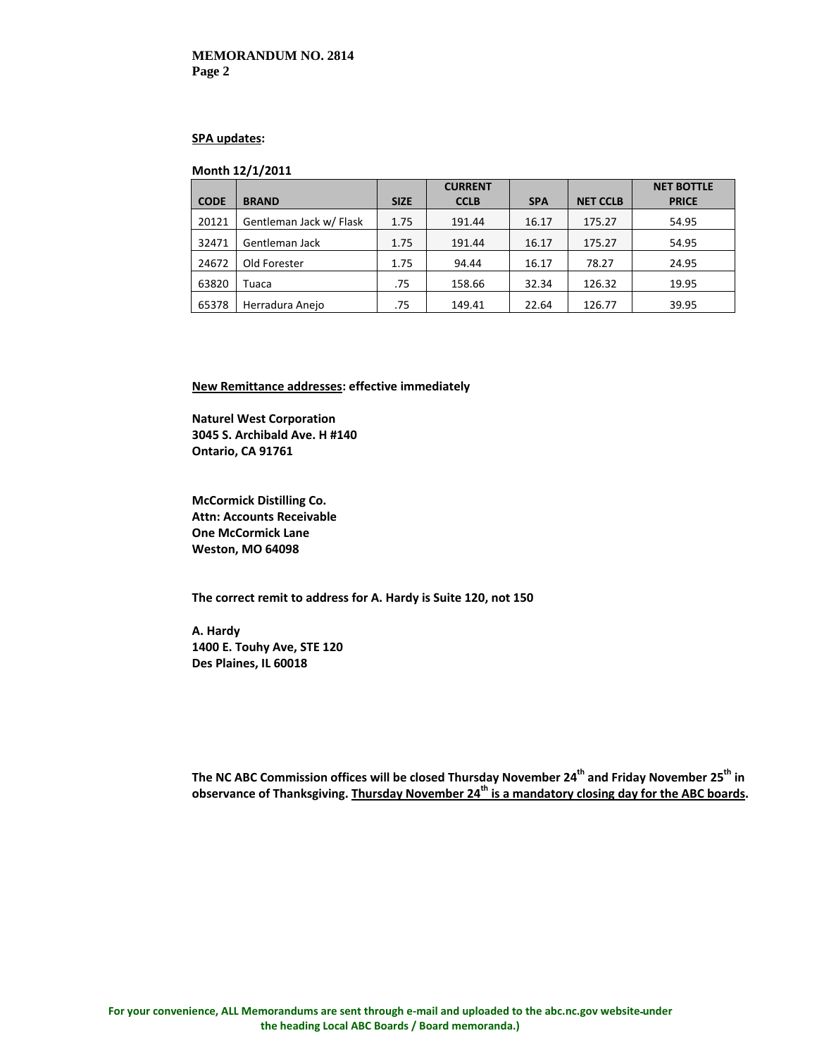**SPA updates:**

**Month 12/1/2011**

| CODE | BRAND | SIZE | CURRENT CCLB | SPA | NET CCLB | NET BOTTLE PRICE |
|---|---|---|---|---|---|---|
| 20121 | Gentleman Jack w/ Flask | 1.75 | 191.44 | 16.17 | 175.27 | 54.95 |
| 32471 | Gentleman Jack | 1.75 | 191.44 | 16.17 | 175.27 | 54.95 |
| 24672 | Old Forester | 1.75 | 94.44 | 16.17 | 78.27 | 24.95 |
| 63820 | Tuaca | .75 | 158.66 | 32.34 | 126.32 | 19.95 |
| 65378 | Herradura Anejo | .75 | 149.41 | 22.64 | 126.77 | 39.95 |

**New Remittance addresses: effective immediately**

**Naturel West Corporation**
**3045 S. Archibald Ave. H #140**
**Ontario, CA 91761**

**McCormick Distilling Co.**
**Attn: Accounts Receivable**
**One McCormick Lane**
**Weston, MO 64098**

**The correct remit to address for A. Hardy is Suite 120, not 150**

**A. Hardy**
**1400 E. Touhy Ave, STE 120**
**Des Plaines, IL 60018**

**The NC ABC Commission offices will be closed Thursday November 24th and Friday November 25th in observance of Thanksgiving. Thursday November 24th is a mandatory closing day for the ABC boards.**

**For your convenience, ALL Memorandums are sent through e-mail and uploaded to the abc.nc.gov website under the heading Local ABC Boards / Board memoranda.)**